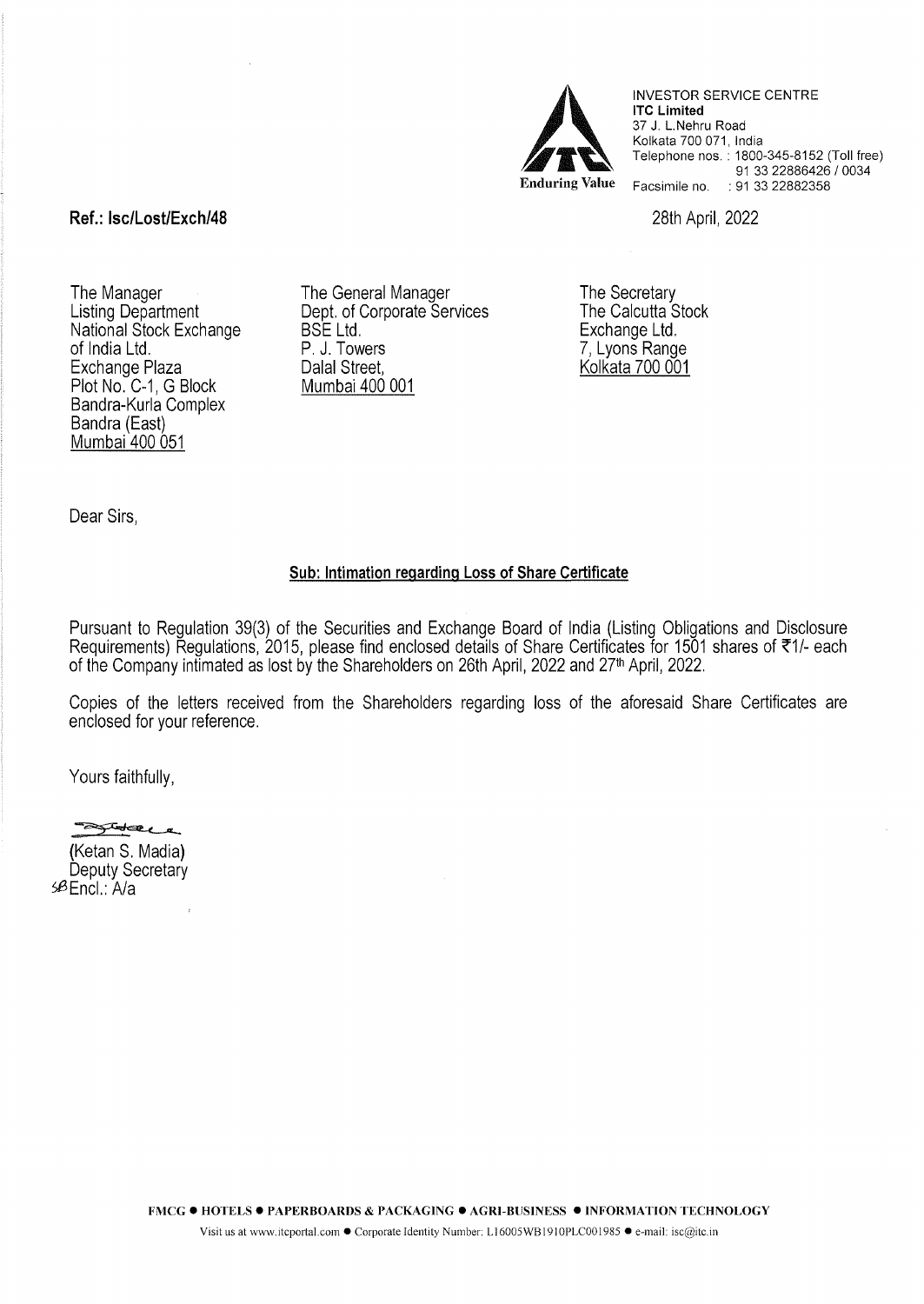INVESTOR SERVICE CENTRE
**ITC Limited**
37 J. L.Nehru Road
Kolkata 700 071, India
Telephone nos. : 1800-345-8152 (Toll free)
91 33 22886426 / 0034
Facsimile no. : 91 33 22882358

Enduring Value

**Ref.: Isc/Lost/Exch/48**

28th April, 2022

The Manager
Listing Department
National Stock Exchange of India Ltd.
Exchange Plaza
Plot No. C-1, G Block
Bandra-Kurla Complex
Bandra (East)
Mumbai 400 051

The General Manager
Dept. of Corporate Services
BSE Ltd.
P. J. Towers
Dalal Street,
Mumbai 400 001

The Secretary
The Calcutta Stock Exchange Ltd.
7, Lyons Range
Kolkata 700 001

Dear Sirs,

**Sub: Intimation regarding Loss of Share Certificate**

Pursuant to Regulation 39(3) of the Securities and Exchange Board of India (Listing Obligations and Disclosure Requirements) Regulations, 2015, please find enclosed details of Share Certificates for 1501 shares of ₹1/- each of the Company intimated as lost by the Shareholders on 26th April, 2022 and 27th April, 2022.

Copies of the letters received from the Shareholders regarding loss of the aforesaid Share Certificates are enclosed for your reference.

Yours faithfully,

(Ketan S. Madia)
Deputy Secretary

Encl.: A/a

FMCG ● HOTELS ● PAPERBOARDS & PACKAGING ● AGRI-BUSINESS ● INFORMATION TECHNOLOGY

Visit us at www.itcportal.com ● Corporate Identity Number: L16005WB1910PLC001985 ● e-mail: isc@itc.in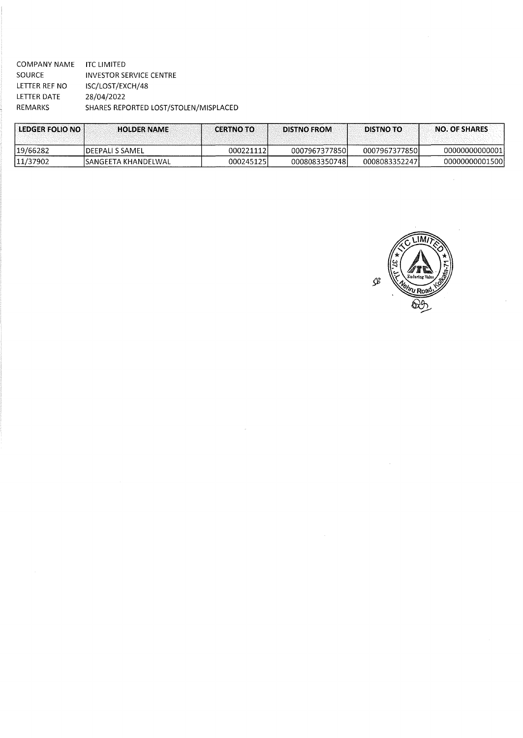COMPANY NAME ITC LIMITED
SOURCE INVESTOR SERVICE CENTRE
LETTER REF NO ISC/LOST/EXCH/48
LETTER DATE 28/04/2022
REMARKS SHARES REPORTED LOST/STOLEN/MISPLACED

| LEDGER FOLIO NO | HOLDER NAME | CERTNO TO | DISTNO FROM | DISTNO TO | NO. OF SHARES |
|---|---|---|---|---|---|
| 19/66282 | DEEPALI S SAMEL | 000221112 | 0007967377850 | 0007967377850 | 00000000000001 |
| 11/37902 | SANGEETA KHANDELWAL | 000245125 | 0008083350748 | 0008083352247 | 00000000001500 |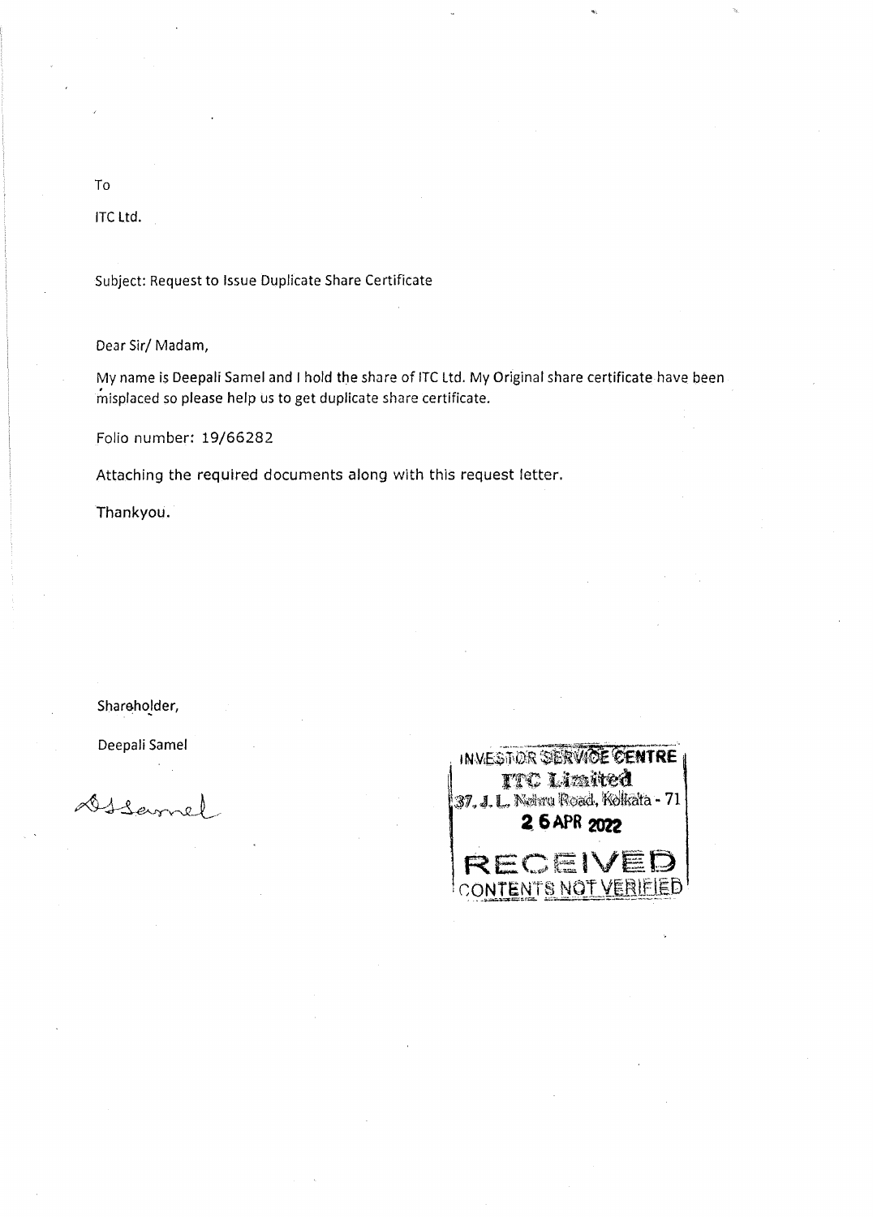To

ITC Ltd.

Subject: Request to Issue Duplicate Share Certificate

Dear Sir/ Madam,

My name is Deepali Samel and I hold the share of ITC Ltd. My Original share certificate have been misplaced so please help us to get duplicate share certificate.

Folio number: 19/66282

Attaching the required documents along with this request letter.

Thankyou.

Shareholder,

Deepali Samel

DSSamel

INVESTOR SERVICE CENTRE
ITC Limited
37, J. L. Nehru Road, Kolkata - 71
26 APR 2022
RECEIVED
CONTENTS NOT VERIFIED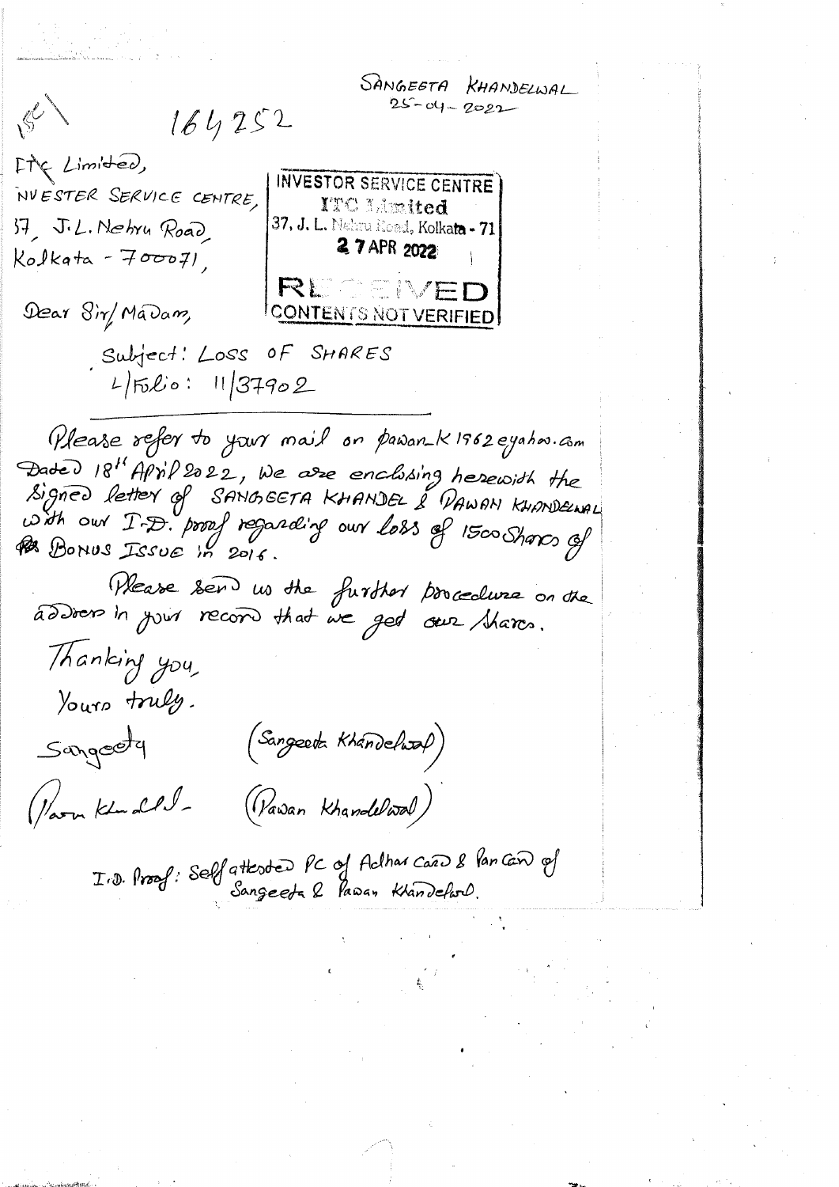SANGEETA KHANDELWAL
25-04-2022

15

164252

ITC Limited,
INVESTER SERVICE CENTRE,
37, J.L. Nehru Road,
Kolkata - 700071,

INVESTOR SERVICE CENTRE
ITC Limited
37, J. L. Nehru Road, Kolkata - 71
27 APR 2022
RECEIVED
CONTENTS NOT VERIFIED

Dear Sir/Madam,

Subject: Loss of SHARES
L/Folio: 11/37902

Please refer to your mail on pawan_k1962@yahoo.com Dated 18th April 2022, We are enclosing herewith the Signed letter of SANGEETA KHANDEL & PAWAN KHANDELWAL with our I.D. proof regarding our loss of 1500 Shares of Bonus Issue in 2016.

Please send us the further procedure on the address in your record that we get our Shares.

Thanking you,
Yours truly.

Sangeeta (Sangeeta Khandelwal)

Pawan Khandelwal (Pawan Khandelwal)

I.D. Proof: Self attested PC of Adhar Card & Pan Card of Sangeeta & Pawan Khandelwal.